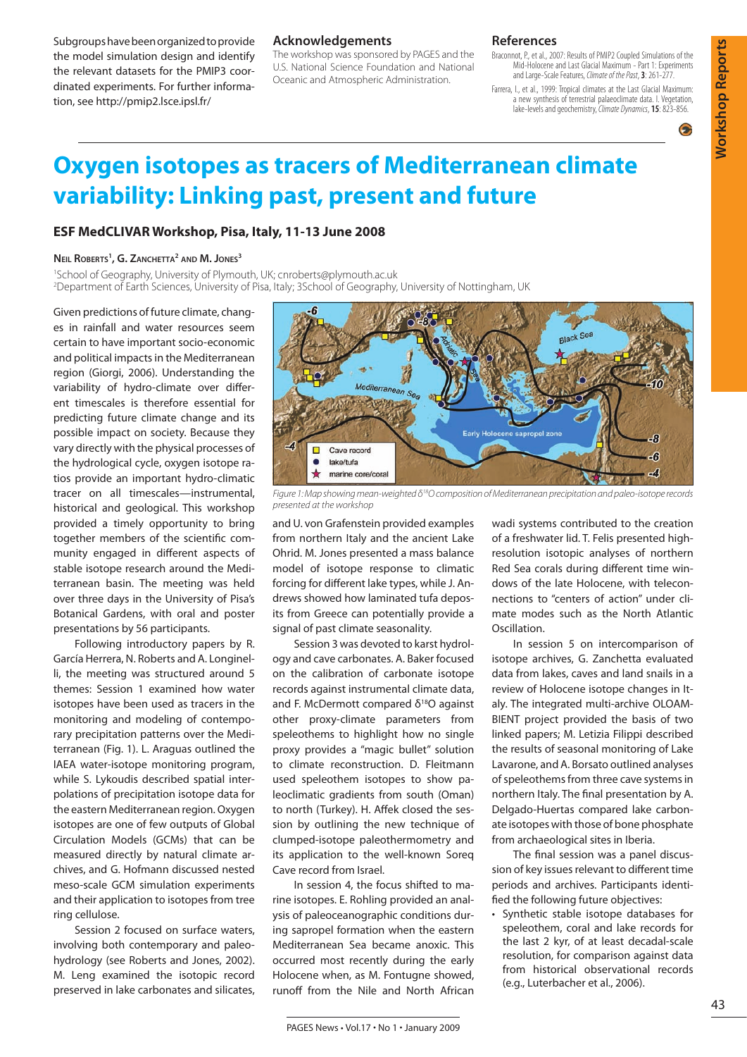Subgroups have been organized to provide the model simulation design and identify the relevant datasets for the PMIP3 coordinated experiments. For further information, see http://pmip2.lsce.ipsl.fr/

## Acknowledgements

The workshop was sponsored by PAGES and the U.S. National Science Foundation and National Oceanic and Atmospheric Administration.

## References

Braconnot, P., et al., 2007: Results of PMIP2 Coupled Simulations of the Mid-Holocene and Last Glacial Maximum - Part 1: Experiments and Large-Scale Features, *Climate of the Past*, **3**: 261-277.

Farrera, I., et al., 1999: Tropical climates at the Last Glacial Maximum: a new synthesis of terrestrial palaeoclimate data. I. Vegetation, lake-levels and geochemistry, *Climate Dynamics*, **15**: 823-856.

# Oxygen isotopes as tracers of Mediterranean climate variability: Linking past, present and future

### ESF MedCLIVAR Workshop, Pisa, Italy, 11-13 June 2008

**Neil Roberts[1], G. Zanchetta[2] and M. Jones[3]**

[1]School of Geography, University of Plymouth, UK; cnroberts@plymouth.ac.uk
[2]Department of Earth Sciences, University of Pisa, Italy; 3School of Geography, University of Nottingham, UK

Given predictions of future climate, changes in rainfall and water resources seem certain to have important socio-economic and political impacts in the Mediterranean region (Giorgi, 2006). Understanding the variability of hydro-climate over different timescales is therefore essential for predicting future climate change and its possible impact on society. Because they vary directly with the physical processes of the hydrological cycle, oxygen isotope ratios provide an important hydro-climatic tracer on all timescales—instrumental, historical and geological. This workshop provided a timely opportunity to bring together members of the scientific community engaged in different aspects of stable isotope research around the Mediterranean basin. The meeting was held over three days in the University of Pisa's Botanical Gardens, with oral and poster presentations by 56 participants.

Following introductory papers by R. García Herrera, N. Roberts and A. Longinelli, the meeting was structured around 5 themes: Session 1 examined how water isotopes have been used as tracers in the monitoring and modeling of contemporary precipitation patterns over the Mediterranean (Fig. 1). L. Araguas outlined the IAEA water-isotope monitoring program, while S. Lykoudis described spatial interpolations of precipitation isotope data for the eastern Mediterranean region. Oxygen isotopes are one of few outputs of Global Circulation Models (GCMs) that can be measured directly by natural climate archives, and G. Hofmann discussed nested meso-scale GCM simulation experiments and their application to isotopes from tree ring cellulose.

Figure 1: Map showing mean-weighted $\delta^{18}O$ composition of Mediterranean precipitation and paleo-isotope records presented at the workshop

Session 2 focused on surface waters, involving both contemporary and paleohydrology (see Roberts and Jones, 2002). M. Leng examined the isotopic record preserved in lake carbonates and silicates, and U. von Grafenstein provided examples from northern Italy and the ancient Lake Ohrid. M. Jones presented a mass balance model of isotope response to climatic forcing for different lake types, while J. Andrews showed how laminated tufa deposits from Greece can potentially provide a signal of past climate seasonality.

Session 3 was devoted to karst hydrology and cave carbonates. A. Baker focused on the calibration of carbonate isotope records against instrumental climate data, and F. McDermott compared $\delta^{18}O$ against other proxy-climate parameters from speleothems to highlight how no single proxy provides a "magic bullet" solution to climate reconstruction. D. Fleitmann used speleothem isotopes to show paleoclimatic gradients from south (Oman) to north (Turkey). H. Affek closed the session by outlining the new technique of clumped-isotope paleothermometry and its application to the well-known Soreq Cave record from Israel.

In session 4, the focus shifted to marine isotopes. E. Rohling provided an analysis of paleoceanographic conditions during sapropel formation when the eastern Mediterranean Sea became anoxic. This occurred most recently during the early Holocene when, as M. Fontugne showed, runoff from the Nile and North African wadi systems contributed to the creation of a freshwater lid. T. Felis presented high-resolution isotopic analyses of northern Red Sea corals during different time windows of the late Holocene, with teleconnections to "centers of action" under climate modes such as the North Atlantic Oscillation.

In session 5 on intercomparison of isotope archives, G. Zanchetta evaluated data from lakes, caves and land snails in a review of Holocene isotope changes in Italy. The integrated multi-archive OLOAMBIENT project provided the basis of two linked papers; M. Letizia Filippi described the results of seasonal monitoring of Lake Lavarone, and A. Borsato outlined analyses of speleothems from three cave systems in northern Italy. The final presentation by A. Delgado-Huertas compared lake carbonate isotopes with those of bone phosphate from archaeological sites in Iberia.

The final session was a panel discussion of key issues relevant to different time periods and archives. Participants identified the following future objectives:

- Synthetic stable isotope databases for speleothem, coral and lake records for the last 2 kyr, of at least decadal-scale resolution, for comparison against data from historical observational records (e.g., Luterbacher et al., 2006).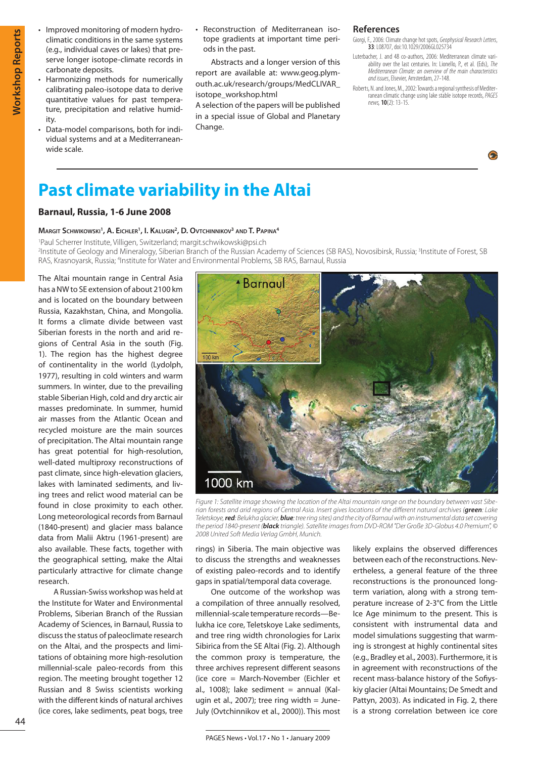- Improved monitoring of modern hydro-climatic conditions in the same systems (e.g., individual caves or lakes) that preserve longer isotope-climate records in carbonate deposits.
- Harmonizing methods for numerically calibrating paleo-isotope data to derive quantitative values for past temperature, precipitation and relative humidity.
- Data-model comparisons, both for individual systems and at a Mediterranean-wide scale.
- Reconstruction of Mediterranean isotope gradients at important time periods in the past.

Abstracts and a longer version of this report are available at: www.geog.plymouth.ac.uk/research/groups/MedCLIVAR_isotope_workshop.html

A selection of the papers will be published in a special issue of Global and Planetary Change.

## References

Giorgi, F., 2006: Climate change hot spots, *Geophysical Research Letters*, **33**: L08707, doi:10.1029/2006GL025734

Luterbacher, J. and 48 co-authors, 2006: Mediterranean climate variability over the last centuries. In: Lionello, P., et al. (Eds), *The Mediterranean Climate: an overview of the main characteristics and issues*, Elsevier, Amsterdam, 27-148.

Roberts, N. and Jones, M., 2002: Towards a regional synthesis of Mediterranean climatic change using lake stable isotope records, *PAGES news*, **10**(2): 13-15.

# Past climate variability in the Altai

## Barnaul, Russia, 1-6 June 2008

**Margit Schwikowski[1], A. Eichler[1], I. Kalugin[2], D. Ovtchinnikov[3] and T. Papina[4]**

[1]Paul Scherrer Institute, Villigen, Switzerland; margit.schwikowski@psi.ch
[2]Institute of Geology and Mineralogy, Siberian Branch of the Russian Academy of Sciences (SB RAS), Novosibirsk, Russia; [3]Institute of Forest, SB RAS, Krasnoyarsk, Russia; [4]Institute for Water and Environmental Problems, SB RAS, Barnaul, Russia

The Altai mountain range in Central Asia has a NW to SE extension of about 2100 km and is located on the boundary between Russia, Kazakhstan, China, and Mongolia. It forms a climate divide between vast Siberian forests in the north and arid regions of Central Asia in the south (Fig. 1). The region has the highest degree of continentality in the world (Lydolph, 1977), resulting in cold winters and warm summers. In winter, due to the prevailing stable Siberian High, cold and dry arctic air masses predominate. In summer, humid air masses from the Atlantic Ocean and recycled moisture are the main sources of precipitation. The Altai mountain range has great potential for high-resolution, well-dated multiproxy reconstructions of past climate, since high-elevation glaciers, lakes with laminated sediments, and living trees and relict wood material can be found in close proximity to each other. Long meteorological records from Barnaul (1840-present) and glacier mass balance data from Malii Aktru (1961-present) are also available. These facts, together with the geographical setting, make the Altai particularly attractive for climate change research.

A Russian-Swiss workshop was held at the Institute for Water and Environmental Problems, Siberian Branch of the Russian Academy of Sciences, in Barnaul, Russia to discuss the status of paleoclimate research on the Altai, and the prospects and limitations of obtaining more high-resolution millennial-scale paleo-records from this region. The meeting brought together 12 Russian and 8 Swiss scientists working with the different kinds of natural archives (ice cores, lake sediments, peat bogs, tree rings) in Siberia. The main objective was to discuss the strengths and weaknesses of existing paleo-records and to identify gaps in spatial/temporal data coverage.

Barnaul

100 km

1000 km

*Figure 1: Satellite image showing the location of the Altai mountain range on the boundary between vast Siberian forests and arid regions of Central Asia. Insert gives locations of the different natural archives (**green**: Lake Teletskoye, **red**: Belukha glacier, **blue**: tree ring sites) and the city of Barnaul with an instrumental data set covering the period 1840-present (**black** triangle). Satellite images from DVD-ROM "Der Große 3D-Globus 4.0 Premium", © 2008 United Soft Media Verlag GmbH, Munich.*

One outcome of the workshop was a compilation of three annually resolved, millennial-scale temperature records—Belukha ice core, Teletskoye Lake sediments, and tree ring width chronologies for Larix Sibirica from the SE Altai (Fig. 2). Although the common proxy is temperature, the three archives represent different seasons (ice core = March-November (Eichler et al., 1008); lake sediment = annual (Kalugin et al., 2007); tree ring width = June-July (Ovtchinnikov et al., 2000)). This most likely explains the observed differences between each of the reconstructions. Nevertheless, a general feature of the three reconstructions is the pronounced long-term variation, along with a strong temperature increase of 2-3°C from the Little Ice Age minimum to the present. This is consistent with instrumental data and model simulations suggesting that warming is strongest at highly continental sites (e.g., Bradley et al., 2003). Furthermore, it is in agreement with reconstructions of the recent mass-balance history of the Sofiyskiy glacier (Altai Mountains; De Smedt and Pattyn, 2003). As indicated in Fig. 2, there is a strong correlation between ice core